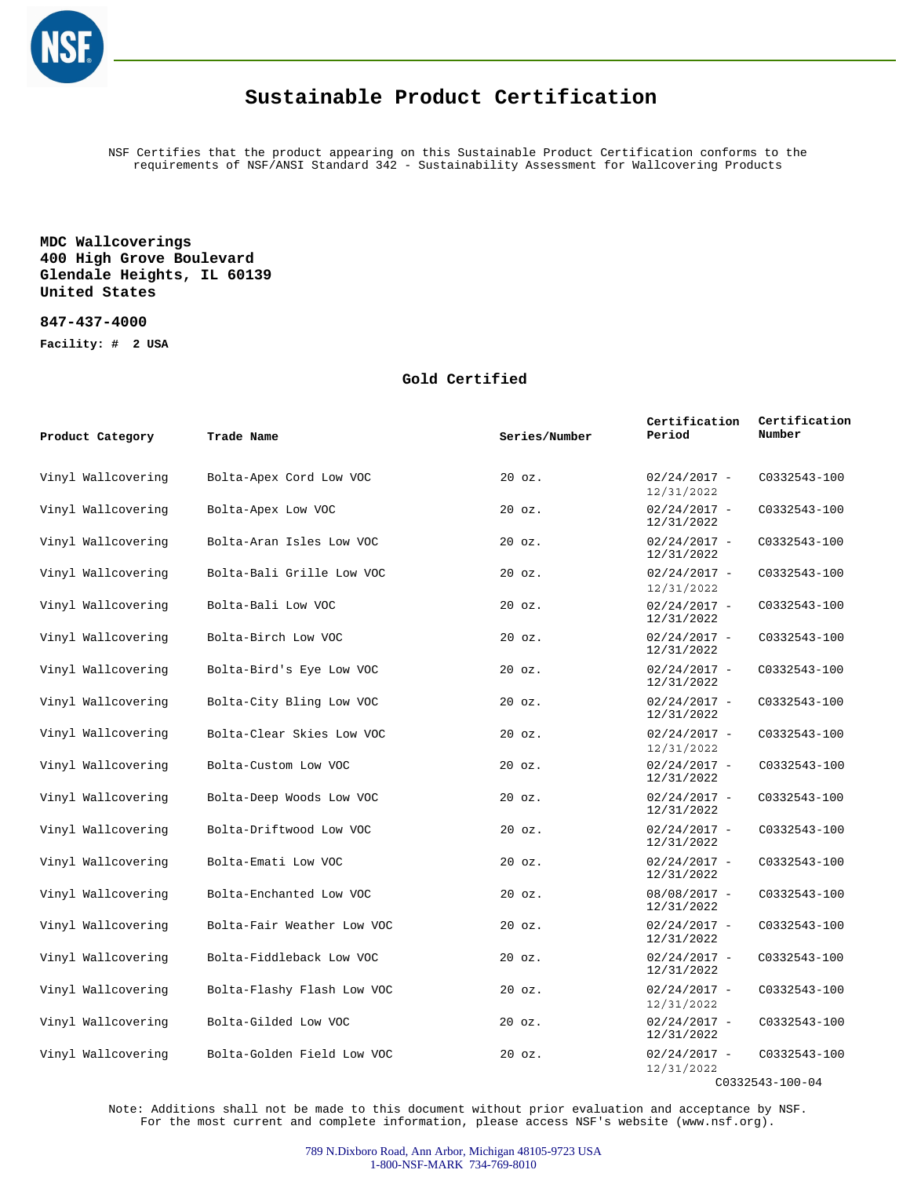# Sustainable Product Certification

NSF Certifies that the product appearing on this Sustainable Product Certification conforms to the requirements of NSF/ANSI Standard 342 - Sustainability Assessment for Wallcovering Products

**MDC Wallcoverings**
**400 High Grove Boulevard**
**Glendale Heights, IL 60139**
**United States**

**847-437-4000**

**Facility: # 2 USA**

## Gold Certified

| Product Category | Trade Name | Series/Number | Certification Period | Certification Number |
|---|---|---|---|---|
| Vinyl Wallcovering | Bolta-Apex Cord Low VOC | 20 oz. | 02/24/2017 - 12/31/2022 | C0332543-100 |
| Vinyl Wallcovering | Bolta-Apex Low VOC | 20 oz. | 02/24/2017 - 12/31/2022 | C0332543-100 |
| Vinyl Wallcovering | Bolta-Aran Isles Low VOC | 20 oz. | 02/24/2017 - 12/31/2022 | C0332543-100 |
| Vinyl Wallcovering | Bolta-Bali Grille Low VOC | 20 oz. | 02/24/2017 - 12/31/2022 | C0332543-100 |
| Vinyl Wallcovering | Bolta-Bali Low VOC | 20 oz. | 02/24/2017 - 12/31/2022 | C0332543-100 |
| Vinyl Wallcovering | Bolta-Birch Low VOC | 20 oz. | 02/24/2017 - 12/31/2022 | C0332543-100 |
| Vinyl Wallcovering | Bolta-Bird's Eye Low VOC | 20 oz. | 02/24/2017 - 12/31/2022 | C0332543-100 |
| Vinyl Wallcovering | Bolta-City Bling Low VOC | 20 oz. | 02/24/2017 - 12/31/2022 | C0332543-100 |
| Vinyl Wallcovering | Bolta-Clear Skies Low VOC | 20 oz. | 02/24/2017 - 12/31/2022 | C0332543-100 |
| Vinyl Wallcovering | Bolta-Custom Low VOC | 20 oz. | 02/24/2017 - 12/31/2022 | C0332543-100 |
| Vinyl Wallcovering | Bolta-Deep Woods Low VOC | 20 oz. | 02/24/2017 - 12/31/2022 | C0332543-100 |
| Vinyl Wallcovering | Bolta-Driftwood Low VOC | 20 oz. | 02/24/2017 - 12/31/2022 | C0332543-100 |
| Vinyl Wallcovering | Bolta-Emati Low VOC | 20 oz. | 02/24/2017 - 12/31/2022 | C0332543-100 |
| Vinyl Wallcovering | Bolta-Enchanted Low VOC | 20 oz. | 08/08/2017 - 12/31/2022 | C0332543-100 |
| Vinyl Wallcovering | Bolta-Fair Weather Low VOC | 20 oz. | 02/24/2017 - 12/31/2022 | C0332543-100 |
| Vinyl Wallcovering | Bolta-Fiddleback Low VOC | 20 oz. | 02/24/2017 - 12/31/2022 | C0332543-100 |
| Vinyl Wallcovering | Bolta-Flashy Flash Low VOC | 20 oz. | 02/24/2017 - 12/31/2022 | C0332543-100 |
| Vinyl Wallcovering | Bolta-Gilded Low VOC | 20 oz. | 02/24/2017 - 12/31/2022 | C0332543-100 |
| Vinyl Wallcovering | Bolta-Golden Field Low VOC | 20 oz. | 02/24/2017 - 12/31/2022 | C0332543-100 |

C0332543-100-04

Note: Additions shall not be made to this document without prior evaluation and acceptance by NSF. For the most current and complete information, please access NSF's website (www.nsf.org).

789 N.Dixboro Road, Ann Arbor, Michigan 48105-9723 USA
1-800-NSF-MARK 734-769-8010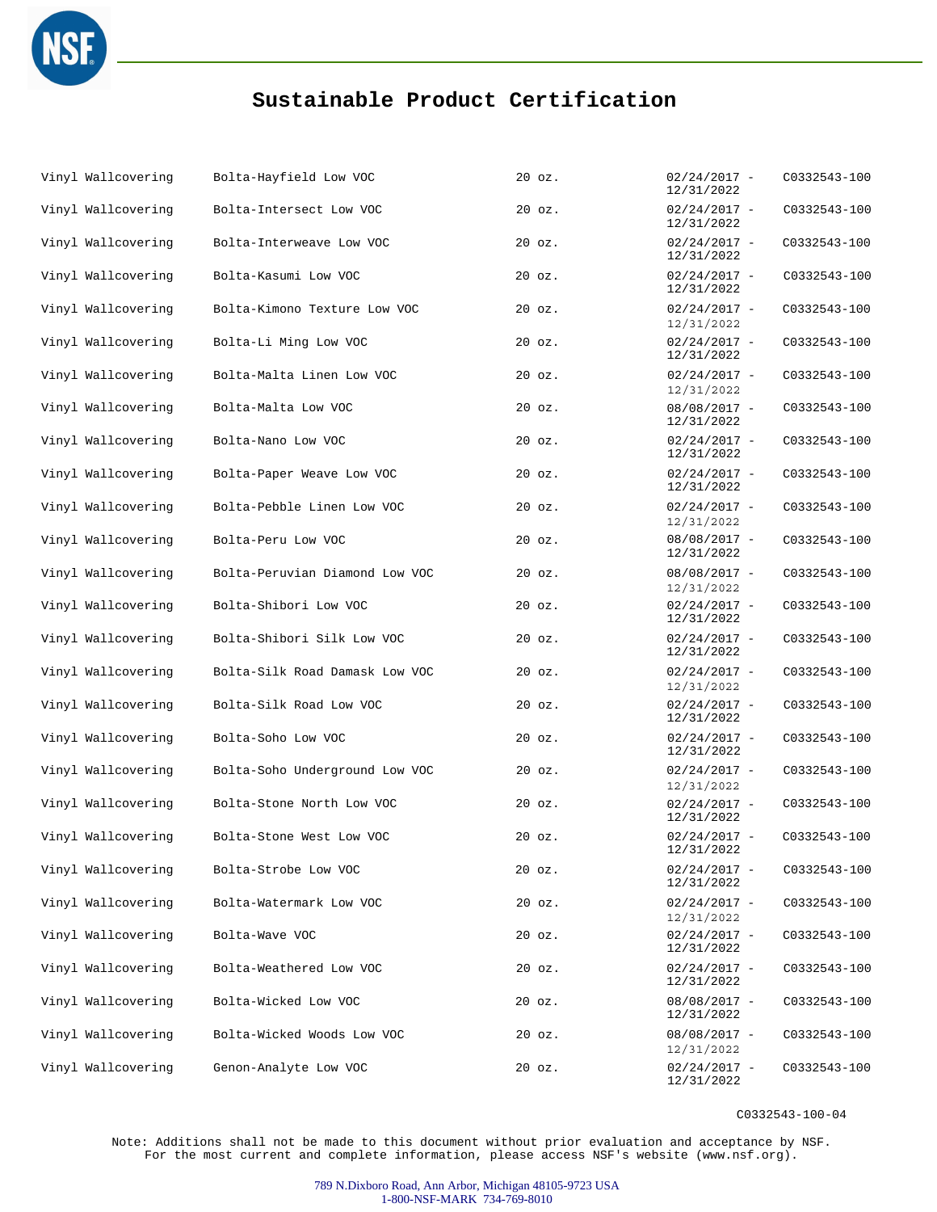## Sustainable Product Certification

| | | | | |
|---|---|---|---|---|
| Vinyl Wallcovering | Bolta-Hayfield Low VOC | 20 oz. | 02/24/2017 - 12/31/2022 | C0332543-100 |
| Vinyl Wallcovering | Bolta-Intersect Low VOC | 20 oz. | 02/24/2017 - 12/31/2022 | C0332543-100 |
| Vinyl Wallcovering | Bolta-Interweave Low VOC | 20 oz. | 02/24/2017 - 12/31/2022 | C0332543-100 |
| Vinyl Wallcovering | Bolta-Kasumi Low VOC | 20 oz. | 02/24/2017 - 12/31/2022 | C0332543-100 |
| Vinyl Wallcovering | Bolta-Kimono Texture Low VOC | 20 oz. | 02/24/2017 - 12/31/2022 | C0332543-100 |
| Vinyl Wallcovering | Bolta-Li Ming Low VOC | 20 oz. | 02/24/2017 - 12/31/2022 | C0332543-100 |
| Vinyl Wallcovering | Bolta-Malta Linen Low VOC | 20 oz. | 02/24/2017 - 12/31/2022 | C0332543-100 |
| Vinyl Wallcovering | Bolta-Malta Low VOC | 20 oz. | 08/08/2017 - 12/31/2022 | C0332543-100 |
| Vinyl Wallcovering | Bolta-Nano Low VOC | 20 oz. | 02/24/2017 - 12/31/2022 | C0332543-100 |
| Vinyl Wallcovering | Bolta-Paper Weave Low VOC | 20 oz. | 02/24/2017 - 12/31/2022 | C0332543-100 |
| Vinyl Wallcovering | Bolta-Pebble Linen Low VOC | 20 oz. | 02/24/2017 - 12/31/2022 | C0332543-100 |
| Vinyl Wallcovering | Bolta-Peru Low VOC | 20 oz. | 08/08/2017 - 12/31/2022 | C0332543-100 |
| Vinyl Wallcovering | Bolta-Peruvian Diamond Low VOC | 20 oz. | 08/08/2017 - 12/31/2022 | C0332543-100 |
| Vinyl Wallcovering | Bolta-Shibori Low VOC | 20 oz. | 02/24/2017 - 12/31/2022 | C0332543-100 |
| Vinyl Wallcovering | Bolta-Shibori Silk Low VOC | 20 oz. | 02/24/2017 - 12/31/2022 | C0332543-100 |
| Vinyl Wallcovering | Bolta-Silk Road Damask Low VOC | 20 oz. | 02/24/2017 - 12/31/2022 | C0332543-100 |
| Vinyl Wallcovering | Bolta-Silk Road Low VOC | 20 oz. | 02/24/2017 - 12/31/2022 | C0332543-100 |
| Vinyl Wallcovering | Bolta-Soho Low VOC | 20 oz. | 02/24/2017 - 12/31/2022 | C0332543-100 |
| Vinyl Wallcovering | Bolta-Soho Underground Low VOC | 20 oz. | 02/24/2017 - 12/31/2022 | C0332543-100 |
| Vinyl Wallcovering | Bolta-Stone North Low VOC | 20 oz. | 02/24/2017 - 12/31/2022 | C0332543-100 |
| Vinyl Wallcovering | Bolta-Stone West Low VOC | 20 oz. | 02/24/2017 - 12/31/2022 | C0332543-100 |
| Vinyl Wallcovering | Bolta-Strobe Low VOC | 20 oz. | 02/24/2017 - 12/31/2022 | C0332543-100 |
| Vinyl Wallcovering | Bolta-Watermark Low VOC | 20 oz. | 02/24/2017 - 12/31/2022 | C0332543-100 |
| Vinyl Wallcovering | Bolta-Wave VOC | 20 oz. | 02/24/2017 - 12/31/2022 | C0332543-100 |
| Vinyl Wallcovering | Bolta-Weathered Low VOC | 20 oz. | 02/24/2017 - 12/31/2022 | C0332543-100 |
| Vinyl Wallcovering | Bolta-Wicked Low VOC | 20 oz. | 08/08/2017 - 12/31/2022 | C0332543-100 |
| Vinyl Wallcovering | Bolta-Wicked Woods Low VOC | 20 oz. | 08/08/2017 - 12/31/2022 | C0332543-100 |
| Vinyl Wallcovering | Genon-Analyte Low VOC | 20 oz. | 02/24/2017 - 12/31/2022 | C0332543-100 |

C0332543-100-04

Note: Additions shall not be made to this document without prior evaluation and acceptance by NSF. For the most current and complete information, please access NSF's website (www.nsf.org).

789 N.Dixboro Road, Ann Arbor, Michigan 48105-9723 USA
1-800-NSF-MARK 734-769-8010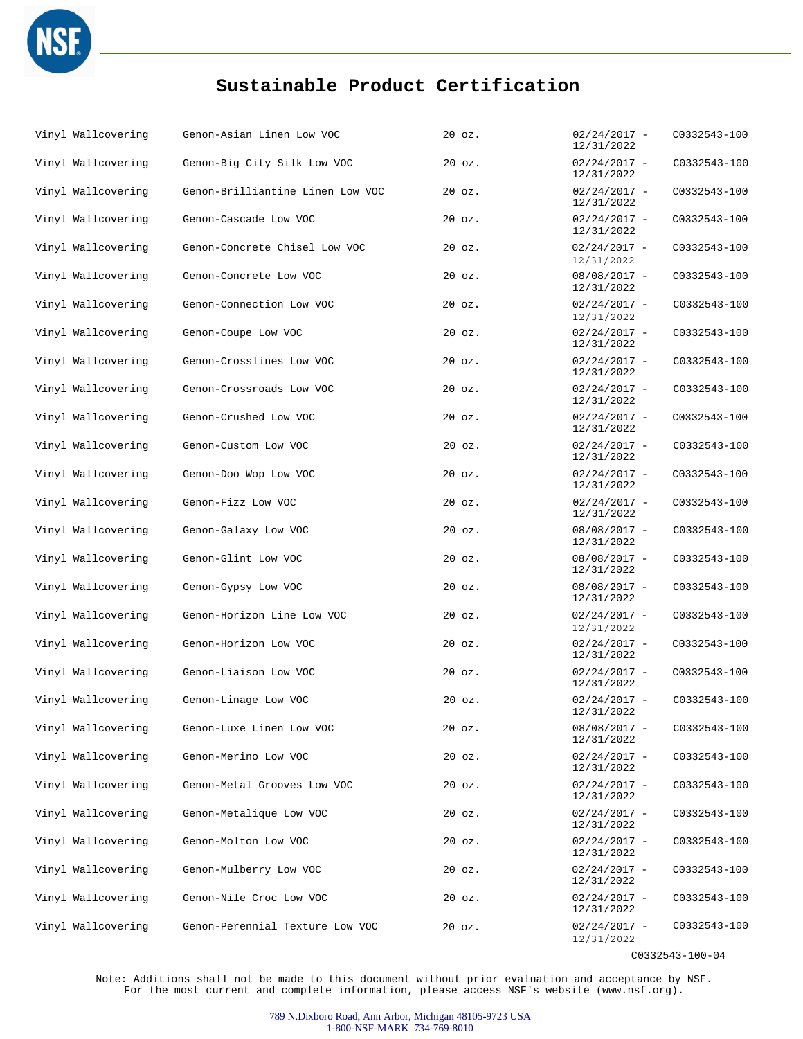# Sustainable Product Certification

| | | | | |
|---|---|---|---|---|
| Vinyl Wallcovering | Genon-Asian Linen Low VOC | 20 oz. | 02/24/2017 - 12/31/2022 | C0332543-100 |
| Vinyl Wallcovering | Genon-Big City Silk Low VOC | 20 oz. | 02/24/2017 - 12/31/2022 | C0332543-100 |
| Vinyl Wallcovering | Genon-Brilliantine Linen Low VOC | 20 oz. | 02/24/2017 - 12/31/2022 | C0332543-100 |
| Vinyl Wallcovering | Genon-Cascade Low VOC | 20 oz. | 02/24/2017 - 12/31/2022 | C0332543-100 |
| Vinyl Wallcovering | Genon-Concrete Chisel Low VOC | 20 oz. | 02/24/2017 - 12/31/2022 | C0332543-100 |
| Vinyl Wallcovering | Genon-Concrete Low VOC | 20 oz. | 08/08/2017 - 12/31/2022 | C0332543-100 |
| Vinyl Wallcovering | Genon-Connection Low VOC | 20 oz. | 02/24/2017 - 12/31/2022 | C0332543-100 |
| Vinyl Wallcovering | Genon-Coupe Low VOC | 20 oz. | 02/24/2017 - 12/31/2022 | C0332543-100 |
| Vinyl Wallcovering | Genon-Crosslines Low VOC | 20 oz. | 02/24/2017 - 12/31/2022 | C0332543-100 |
| Vinyl Wallcovering | Genon-Crossroads Low VOC | 20 oz. | 02/24/2017 - 12/31/2022 | C0332543-100 |
| Vinyl Wallcovering | Genon-Crushed Low VOC | 20 oz. | 02/24/2017 - 12/31/2022 | C0332543-100 |
| Vinyl Wallcovering | Genon-Custom Low VOC | 20 oz. | 02/24/2017 - 12/31/2022 | C0332543-100 |
| Vinyl Wallcovering | Genon-Doo Wop Low VOC | 20 oz. | 02/24/2017 - 12/31/2022 | C0332543-100 |
| Vinyl Wallcovering | Genon-Fizz Low VOC | 20 oz. | 02/24/2017 - 12/31/2022 | C0332543-100 |
| Vinyl Wallcovering | Genon-Galaxy Low VOC | 20 oz. | 08/08/2017 - 12/31/2022 | C0332543-100 |
| Vinyl Wallcovering | Genon-Glint Low VOC | 20 oz. | 08/08/2017 - 12/31/2022 | C0332543-100 |
| Vinyl Wallcovering | Genon-Gypsy Low VOC | 20 oz. | 08/08/2017 - 12/31/2022 | C0332543-100 |
| Vinyl Wallcovering | Genon-Horizon Line Low VOC | 20 oz. | 02/24/2017 - 12/31/2022 | C0332543-100 |
| Vinyl Wallcovering | Genon-Horizon Low VOC | 20 oz. | 02/24/2017 - 12/31/2022 | C0332543-100 |
| Vinyl Wallcovering | Genon-Liaison Low VOC | 20 oz. | 02/24/2017 - 12/31/2022 | C0332543-100 |
| Vinyl Wallcovering | Genon-Linage Low VOC | 20 oz. | 02/24/2017 - 12/31/2022 | C0332543-100 |
| Vinyl Wallcovering | Genon-Luxe Linen Low VOC | 20 oz. | 08/08/2017 - 12/31/2022 | C0332543-100 |
| Vinyl Wallcovering | Genon-Merino Low VOC | 20 oz. | 02/24/2017 - 12/31/2022 | C0332543-100 |
| Vinyl Wallcovering | Genon-Metal Grooves Low VOC | 20 oz. | 02/24/2017 - 12/31/2022 | C0332543-100 |
| Vinyl Wallcovering | Genon-Metalique Low VOC | 20 oz. | 02/24/2017 - 12/31/2022 | C0332543-100 |
| Vinyl Wallcovering | Genon-Molton Low VOC | 20 oz. | 02/24/2017 - 12/31/2022 | C0332543-100 |
| Vinyl Wallcovering | Genon-Mulberry Low VOC | 20 oz. | 02/24/2017 - 12/31/2022 | C0332543-100 |
| Vinyl Wallcovering | Genon-Nile Croc Low VOC | 20 oz. | 02/24/2017 - 12/31/2022 | C0332543-100 |
| Vinyl Wallcovering | Genon-Perennial Texture Low VOC | 20 oz. | 02/24/2017 - 12/31/2022 | C0332543-100 |

C0332543-100-04

Note: Additions shall not be made to this document without prior evaluation and acceptance by NSF.
For the most current and complete information, please access NSF's website (www.nsf.org).

789 N.Dixboro Road, Ann Arbor, Michigan 48105-9723 USA
1-800-NSF-MARK 734-769-8010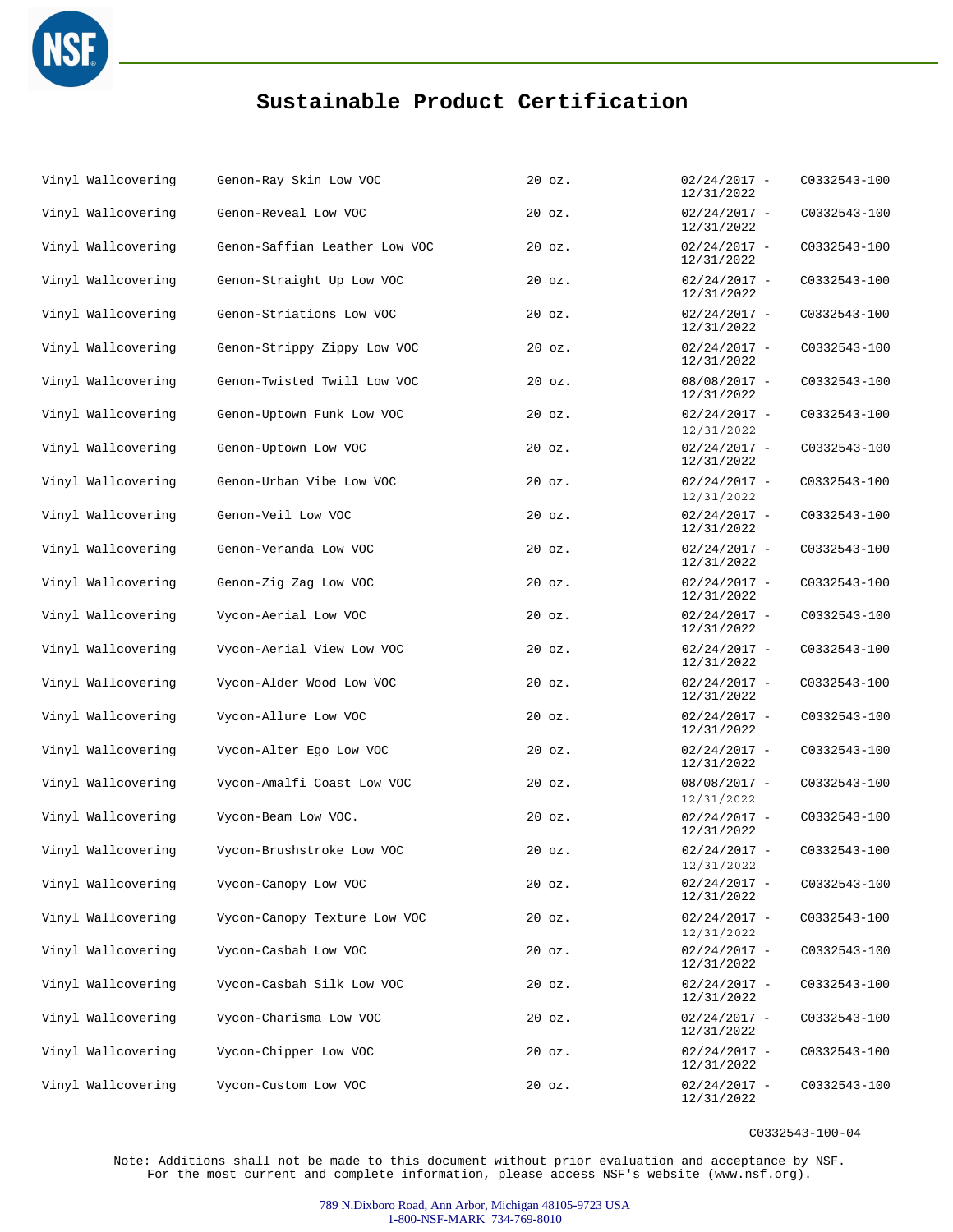# Sustainable Product Certification

| | | | | |
|---|---|---|---|---|
| Vinyl Wallcovering | Genon-Ray Skin Low VOC | 20 oz. | 02/24/2017 - 12/31/2022 | C0332543-100 |
| Vinyl Wallcovering | Genon-Reveal Low VOC | 20 oz. | 02/24/2017 - 12/31/2022 | C0332543-100 |
| Vinyl Wallcovering | Genon-Saffian Leather Low VOC | 20 oz. | 02/24/2017 - 12/31/2022 | C0332543-100 |
| Vinyl Wallcovering | Genon-Straight Up Low VOC | 20 oz. | 02/24/2017 - 12/31/2022 | C0332543-100 |
| Vinyl Wallcovering | Genon-Striations Low VOC | 20 oz. | 02/24/2017 - 12/31/2022 | C0332543-100 |
| Vinyl Wallcovering | Genon-Strippy Zippy Low VOC | 20 oz. | 02/24/2017 - 12/31/2022 | C0332543-100 |
| Vinyl Wallcovering | Genon-Twisted Twill Low VOC | 20 oz. | 08/08/2017 - 12/31/2022 | C0332543-100 |
| Vinyl Wallcovering | Genon-Uptown Funk Low VOC | 20 oz. | 02/24/2017 - 12/31/2022 | C0332543-100 |
| Vinyl Wallcovering | Genon-Uptown Low VOC | 20 oz. | 02/24/2017 - 12/31/2022 | C0332543-100 |
| Vinyl Wallcovering | Genon-Urban Vibe Low VOC | 20 oz. | 02/24/2017 - 12/31/2022 | C0332543-100 |
| Vinyl Wallcovering | Genon-Veil Low VOC | 20 oz. | 02/24/2017 - 12/31/2022 | C0332543-100 |
| Vinyl Wallcovering | Genon-Veranda Low VOC | 20 oz. | 02/24/2017 - 12/31/2022 | C0332543-100 |
| Vinyl Wallcovering | Genon-Zig Zag Low VOC | 20 oz. | 02/24/2017 - 12/31/2022 | C0332543-100 |
| Vinyl Wallcovering | Vycon-Aerial Low VOC | 20 oz. | 02/24/2017 - 12/31/2022 | C0332543-100 |
| Vinyl Wallcovering | Vycon-Aerial View Low VOC | 20 oz. | 02/24/2017 - 12/31/2022 | C0332543-100 |
| Vinyl Wallcovering | Vycon-Alder Wood Low VOC | 20 oz. | 02/24/2017 - 12/31/2022 | C0332543-100 |
| Vinyl Wallcovering | Vycon-Allure Low VOC | 20 oz. | 02/24/2017 - 12/31/2022 | C0332543-100 |
| Vinyl Wallcovering | Vycon-Alter Ego Low VOC | 20 oz. | 02/24/2017 - 12/31/2022 | C0332543-100 |
| Vinyl Wallcovering | Vycon-Amalfi Coast Low VOC | 20 oz. | 08/08/2017 - 12/31/2022 | C0332543-100 |
| Vinyl Wallcovering | Vycon-Beam Low VOC. | 20 oz. | 02/24/2017 - 12/31/2022 | C0332543-100 |
| Vinyl Wallcovering | Vycon-Brushstroke Low VOC | 20 oz. | 02/24/2017 - 12/31/2022 | C0332543-100 |
| Vinyl Wallcovering | Vycon-Canopy Low VOC | 20 oz. | 02/24/2017 - 12/31/2022 | C0332543-100 |
| Vinyl Wallcovering | Vycon-Canopy Texture Low VOC | 20 oz. | 02/24/2017 - 12/31/2022 | C0332543-100 |
| Vinyl Wallcovering | Vycon-Casbah Low VOC | 20 oz. | 02/24/2017 - 12/31/2022 | C0332543-100 |
| Vinyl Wallcovering | Vycon-Casbah Silk Low VOC | 20 oz. | 02/24/2017 - 12/31/2022 | C0332543-100 |
| Vinyl Wallcovering | Vycon-Charisma Low VOC | 20 oz. | 02/24/2017 - 12/31/2022 | C0332543-100 |
| Vinyl Wallcovering | Vycon-Chipper Low VOC | 20 oz. | 02/24/2017 - 12/31/2022 | C0332543-100 |
| Vinyl Wallcovering | Vycon-Custom Low VOC | 20 oz. | 02/24/2017 - 12/31/2022 | C0332543-100 |

C0332543-100-04

Note: Additions shall not be made to this document without prior evaluation and acceptance by NSF. For the most current and complete information, please access NSF's website (www.nsf.org).

789 N.Dixboro Road, Ann Arbor, Michigan 48105-9723 USA
1-800-NSF-MARK 734-769-8010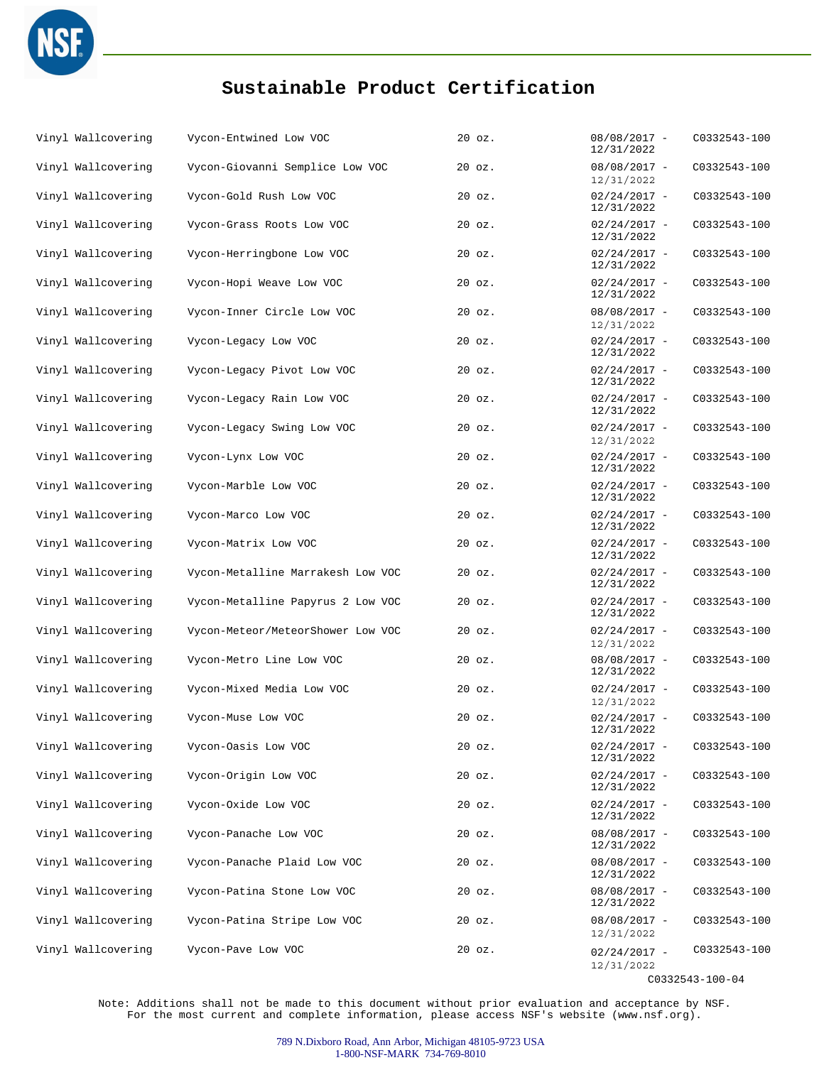# Sustainable Product Certification

| | | | | |
|---|---|---|---|---|
| Vinyl Wallcovering | Vycon-Entwined Low VOC | 20 oz. | 08/08/2017 - 12/31/2022 | C0332543-100 |
| Vinyl Wallcovering | Vycon-Giovanni Semplice Low VOC | 20 oz. | 08/08/2017 - 12/31/2022 | C0332543-100 |
| Vinyl Wallcovering | Vycon-Gold Rush Low VOC | 20 oz. | 02/24/2017 - 12/31/2022 | C0332543-100 |
| Vinyl Wallcovering | Vycon-Grass Roots Low VOC | 20 oz. | 02/24/2017 - 12/31/2022 | C0332543-100 |
| Vinyl Wallcovering | Vycon-Herringbone Low VOC | 20 oz. | 02/24/2017 - 12/31/2022 | C0332543-100 |
| Vinyl Wallcovering | Vycon-Hopi Weave Low VOC | 20 oz. | 02/24/2017 - 12/31/2022 | C0332543-100 |
| Vinyl Wallcovering | Vycon-Inner Circle Low VOC | 20 oz. | 08/08/2017 - 12/31/2022 | C0332543-100 |
| Vinyl Wallcovering | Vycon-Legacy Low VOC | 20 oz. | 02/24/2017 - 12/31/2022 | C0332543-100 |
| Vinyl Wallcovering | Vycon-Legacy Pivot Low VOC | 20 oz. | 02/24/2017 - 12/31/2022 | C0332543-100 |
| Vinyl Wallcovering | Vycon-Legacy Rain Low VOC | 20 oz. | 02/24/2017 - 12/31/2022 | C0332543-100 |
| Vinyl Wallcovering | Vycon-Legacy Swing Low VOC | 20 oz. | 02/24/2017 - 12/31/2022 | C0332543-100 |
| Vinyl Wallcovering | Vycon-Lynx Low VOC | 20 oz. | 02/24/2017 - 12/31/2022 | C0332543-100 |
| Vinyl Wallcovering | Vycon-Marble Low VOC | 20 oz. | 02/24/2017 - 12/31/2022 | C0332543-100 |
| Vinyl Wallcovering | Vycon-Marco Low VOC | 20 oz. | 02/24/2017 - 12/31/2022 | C0332543-100 |
| Vinyl Wallcovering | Vycon-Matrix Low VOC | 20 oz. | 02/24/2017 - 12/31/2022 | C0332543-100 |
| Vinyl Wallcovering | Vycon-Metalline Marrakesh Low VOC | 20 oz. | 02/24/2017 - 12/31/2022 | C0332543-100 |
| Vinyl Wallcovering | Vycon-Metalline Papyrus 2 Low VOC | 20 oz. | 02/24/2017 - 12/31/2022 | C0332543-100 |
| Vinyl Wallcovering | Vycon-Meteor/MeteorShower Low VOC | 20 oz. | 02/24/2017 - 12/31/2022 | C0332543-100 |
| Vinyl Wallcovering | Vycon-Metro Line Low VOC | 20 oz. | 08/08/2017 - 12/31/2022 | C0332543-100 |
| Vinyl Wallcovering | Vycon-Mixed Media Low VOC | 20 oz. | 02/24/2017 - 12/31/2022 | C0332543-100 |
| Vinyl Wallcovering | Vycon-Muse Low VOC | 20 oz. | 02/24/2017 - 12/31/2022 | C0332543-100 |
| Vinyl Wallcovering | Vycon-Oasis Low VOC | 20 oz. | 02/24/2017 - 12/31/2022 | C0332543-100 |
| Vinyl Wallcovering | Vycon-Origin Low VOC | 20 oz. | 02/24/2017 - 12/31/2022 | C0332543-100 |
| Vinyl Wallcovering | Vycon-Oxide Low VOC | 20 oz. | 02/24/2017 - 12/31/2022 | C0332543-100 |
| Vinyl Wallcovering | Vycon-Panache Low VOC | 20 oz. | 08/08/2017 - 12/31/2022 | C0332543-100 |
| Vinyl Wallcovering | Vycon-Panache Plaid Low VOC | 20 oz. | 08/08/2017 - 12/31/2022 | C0332543-100 |
| Vinyl Wallcovering | Vycon-Patina Stone Low VOC | 20 oz. | 08/08/2017 - 12/31/2022 | C0332543-100 |
| Vinyl Wallcovering | Vycon-Patina Stripe Low VOC | 20 oz. | 08/08/2017 - 12/31/2022 | C0332543-100 |
| Vinyl Wallcovering | Vycon-Pave Low VOC | 20 oz. | 02/24/2017 - 12/31/2022 | C0332543-100 |

C0332543-100-04

Note: Additions shall not be made to this document without prior evaluation and acceptance by NSF. For the most current and complete information, please access NSF's website (www.nsf.org).

789 N.Dixboro Road, Ann Arbor, Michigan 48105-9723 USA
1-800-NSF-MARK 734-769-8010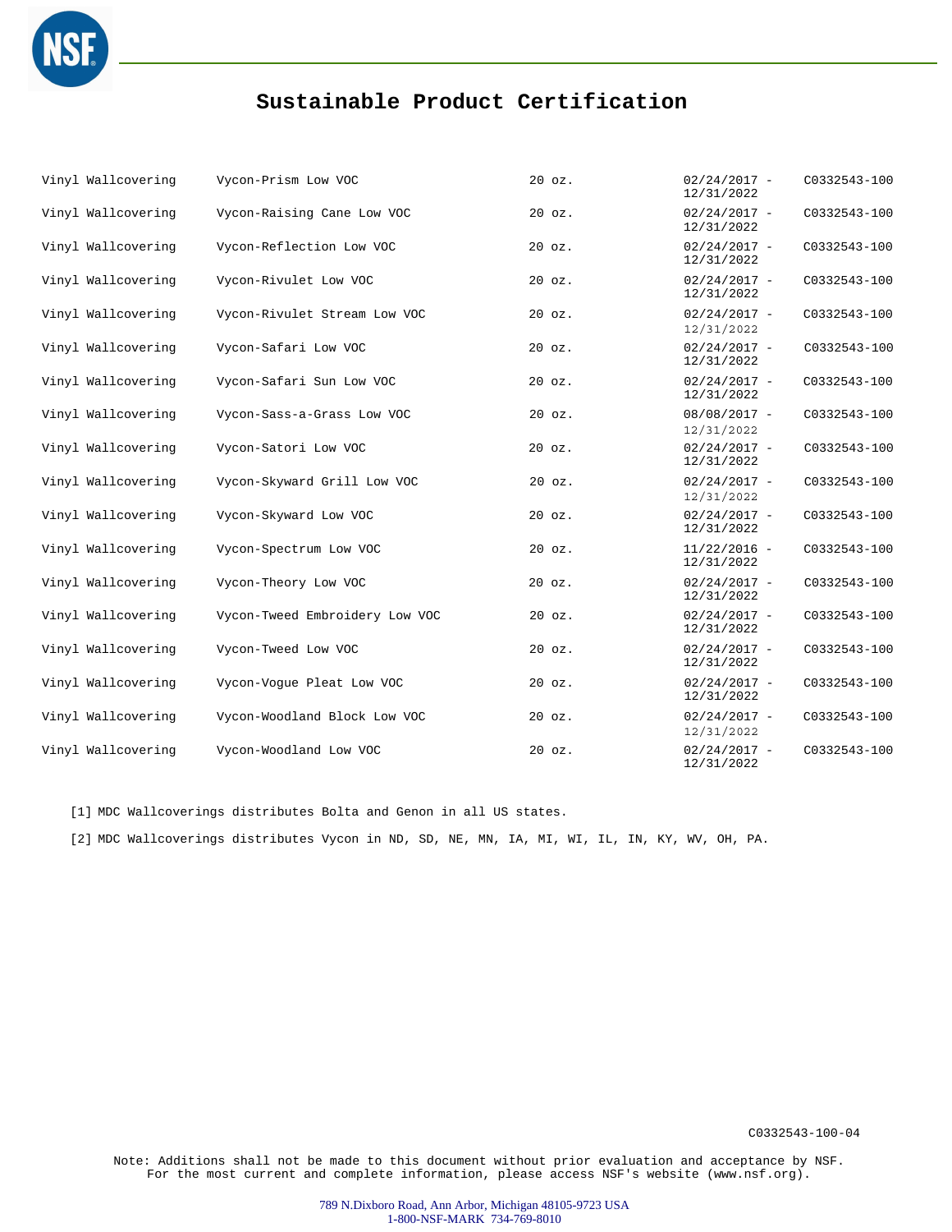# Sustainable Product Certification

| | | | | |
|---|---|---|---|---|
| Vinyl Wallcovering | Vycon-Prism Low VOC | 20 oz. | 02/24/2017 - 12/31/2022 | C0332543-100 |
| Vinyl Wallcovering | Vycon-Raising Cane Low VOC | 20 oz. | 02/24/2017 - 12/31/2022 | C0332543-100 |
| Vinyl Wallcovering | Vycon-Reflection Low VOC | 20 oz. | 02/24/2017 - 12/31/2022 | C0332543-100 |
| Vinyl Wallcovering | Vycon-Rivulet Low VOC | 20 oz. | 02/24/2017 - 12/31/2022 | C0332543-100 |
| Vinyl Wallcovering | Vycon-Rivulet Stream Low VOC | 20 oz. | 02/24/2017 - 12/31/2022 | C0332543-100 |
| Vinyl Wallcovering | Vycon-Safari Low VOC | 20 oz. | 02/24/2017 - 12/31/2022 | C0332543-100 |
| Vinyl Wallcovering | Vycon-Safari Sun Low VOC | 20 oz. | 02/24/2017 - 12/31/2022 | C0332543-100 |
| Vinyl Wallcovering | Vycon-Sass-a-Grass Low VOC | 20 oz. | 08/08/2017 - 12/31/2022 | C0332543-100 |
| Vinyl Wallcovering | Vycon-Satori Low VOC | 20 oz. | 02/24/2017 - 12/31/2022 | C0332543-100 |
| Vinyl Wallcovering | Vycon-Skyward Grill Low VOC | 20 oz. | 02/24/2017 - 12/31/2022 | C0332543-100 |
| Vinyl Wallcovering | Vycon-Skyward Low VOC | 20 oz. | 02/24/2017 - 12/31/2022 | C0332543-100 |
| Vinyl Wallcovering | Vycon-Spectrum Low VOC | 20 oz. | 11/22/2016 - 12/31/2022 | C0332543-100 |
| Vinyl Wallcovering | Vycon-Theory Low VOC | 20 oz. | 02/24/2017 - 12/31/2022 | C0332543-100 |
| Vinyl Wallcovering | Vycon-Tweed Embroidery Low VOC | 20 oz. | 02/24/2017 - 12/31/2022 | C0332543-100 |
| Vinyl Wallcovering | Vycon-Tweed Low VOC | 20 oz. | 02/24/2017 - 12/31/2022 | C0332543-100 |
| Vinyl Wallcovering | Vycon-Vogue Pleat Low VOC | 20 oz. | 02/24/2017 - 12/31/2022 | C0332543-100 |
| Vinyl Wallcovering | Vycon-Woodland Block Low VOC | 20 oz. | 02/24/2017 - 12/31/2022 | C0332543-100 |
| Vinyl Wallcovering | Vycon-Woodland Low VOC | 20 oz. | 02/24/2017 - 12/31/2022 | C0332543-100 |

[1] MDC Wallcoverings distributes Bolta and Genon in all US states.

[2] MDC Wallcoverings distributes Vycon in ND, SD, NE, MN, IA, MI, WI, IL, IN, KY, WV, OH, PA.

C0332543-100-04

Note: Additions shall not be made to this document without prior evaluation and acceptance by NSF.
For the most current and complete information, please access NSF's website (www.nsf.org).

789 N.Dixboro Road, Ann Arbor, Michigan 48105-9723 USA
1-800-NSF-MARK 734-769-8010